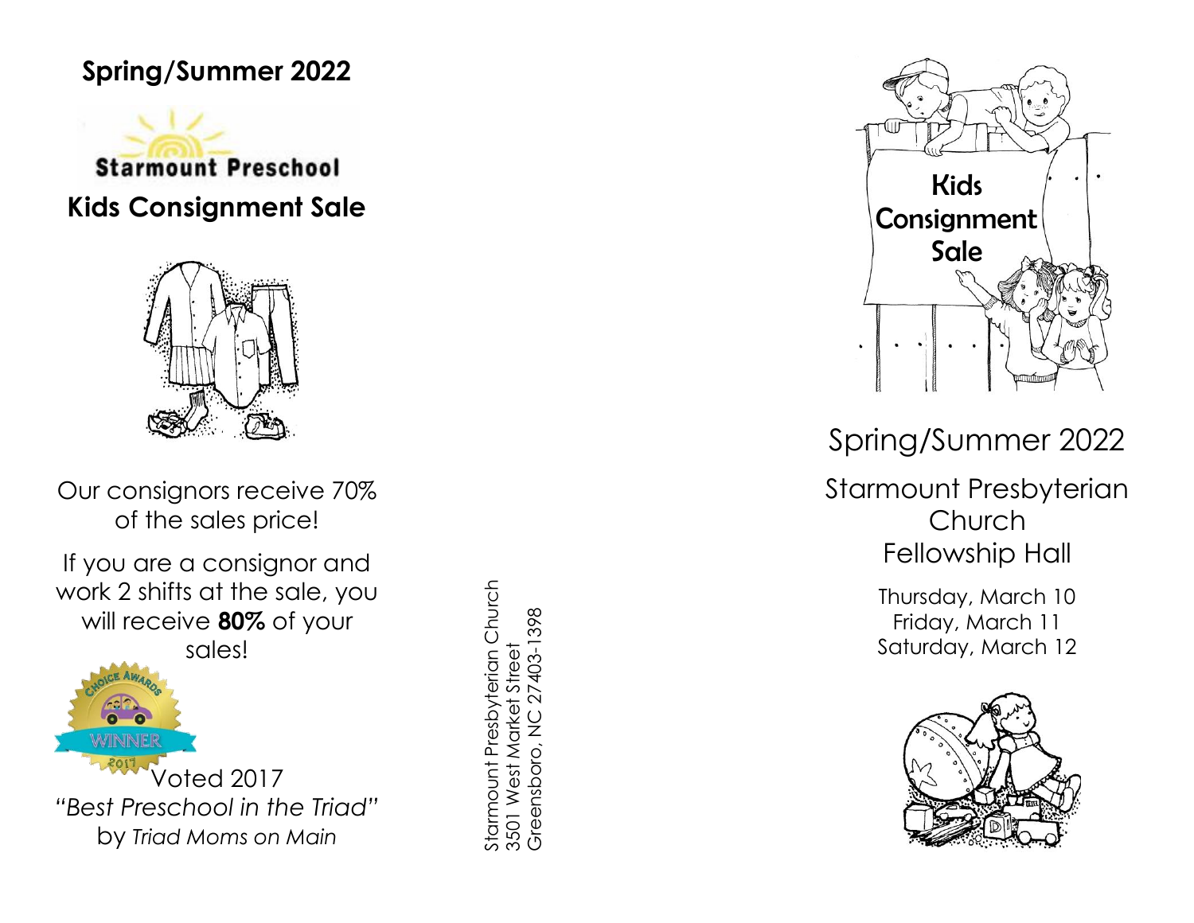## Spring/Summer 2022

**Starmount Preschool**

## Kids Consignment Sale

Our consignors receive 70% of the sales price!

If you are a consignor and work 2 shifts at the sale, you will receive **80%** of your sales!

Voted 2017 *"Best Preschool in the Triad"* by *Triad Moms on Main*

Starmount Presbyterian Church
3501 West Market Street
Greensboro, NC 27403-1398

Kids Consignment Sale

Spring/Summer 2022

Starmount Presbyterian Church
Fellowship Hall

Thursday, March 10
Friday, March 11
Saturday, March 12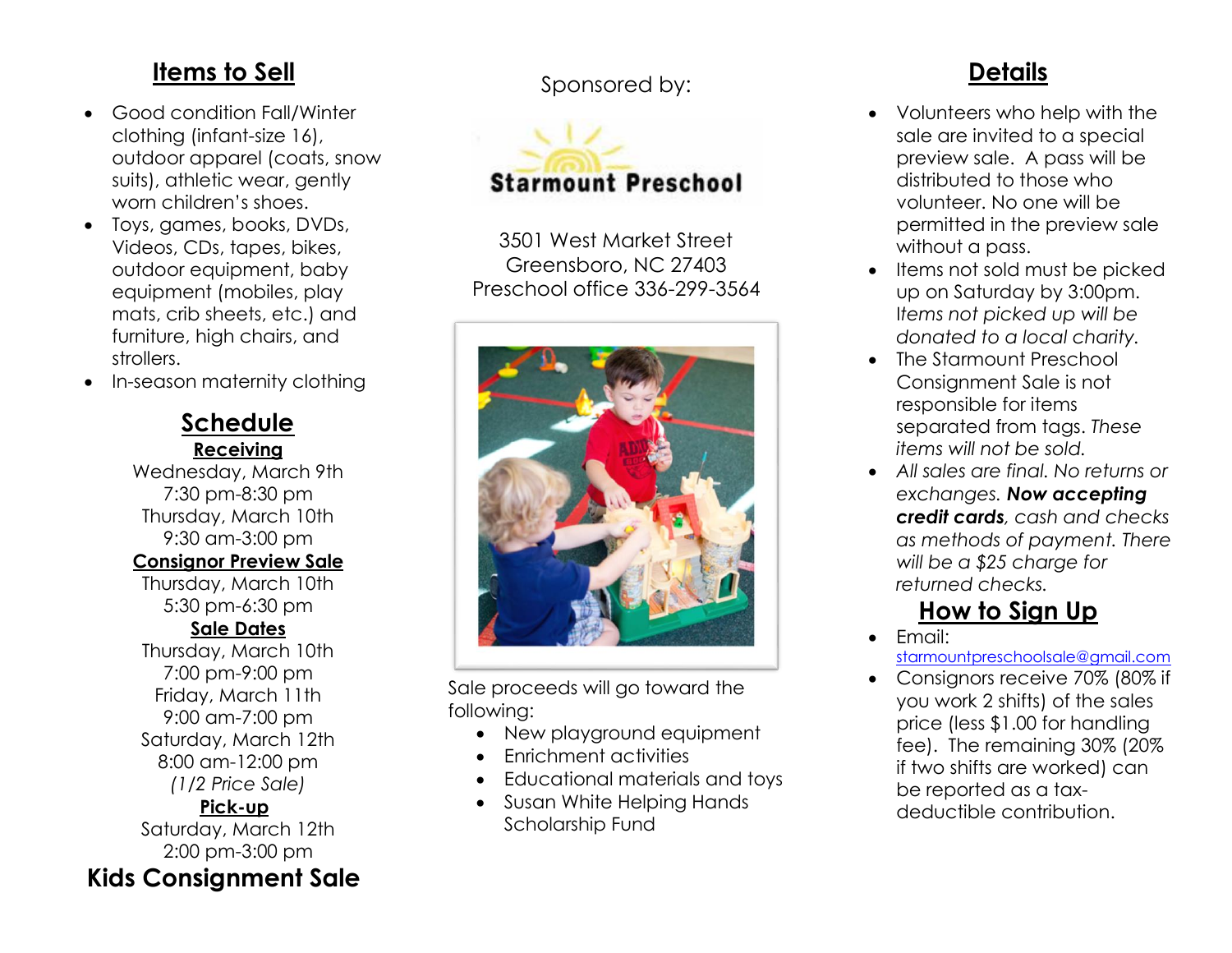## Items to Sell

- Good condition Fall/Winter clothing (infant-size 16), outdoor apparel (coats, snow suits), athletic wear, gently worn children's shoes.
- Toys, games, books, DVDs, Videos, CDs, tapes, bikes, outdoor equipment, baby equipment (mobiles, play mats, crib sheets, etc.) and furniture, high chairs, and strollers.
- In-season maternity clothing

## Schedule

**Receiving**

Wednesday, March 9th
7:30 pm-8:30 pm
Thursday, March 10th
9:30 am-3:00 pm

**Consignor Preview Sale**

Thursday, March 10th
5:30 pm-6:30 pm

**Sale Dates**

Thursday, March 10th
7:00 pm-9:00 pm
Friday, March 11th
9:00 am-7:00 pm
Saturday, March 12th
8:00 am-12:00 pm
*(1/2 Price Sale)*

**Pick-up**

Saturday, March 12th
2:00 pm-3:00 pm

# Kids Consignment Sale

Sponsored by:

**Starmount Preschool**

3501 West Market Street
Greensboro, NC 27403
Preschool office 336-299-3564

Sale proceeds will go toward the following:

- New playground equipment
- Enrichment activities
- Educational materials and toys
- Susan White Helping Hands Scholarship Fund

## Details

- Volunteers who help with the sale are invited to a special preview sale. A pass will be distributed to those who volunteer. No one will be permitted in the preview sale without a pass.
- Items not sold must be picked up on Saturday by 3:00pm. *Items not picked up will be donated to a local charity.*
- The Starmount Preschool Consignment Sale is not responsible for items separated from tags. *These items will not be sold.*
- *All sales are final. No returns or exchanges.* ***Now accepting credit cards****, cash and checks as methods of payment. There will be a $25 charge for returned checks.*

## How to Sign Up

- Email: starmountpreschoolsale@gmail.com
- Consignors receive 70% (80% if you work 2 shifts) of the sales price (less $1.00 for handling fee). The remaining 30% (20% if two shifts are worked) can be reported as a tax-deductible contribution.